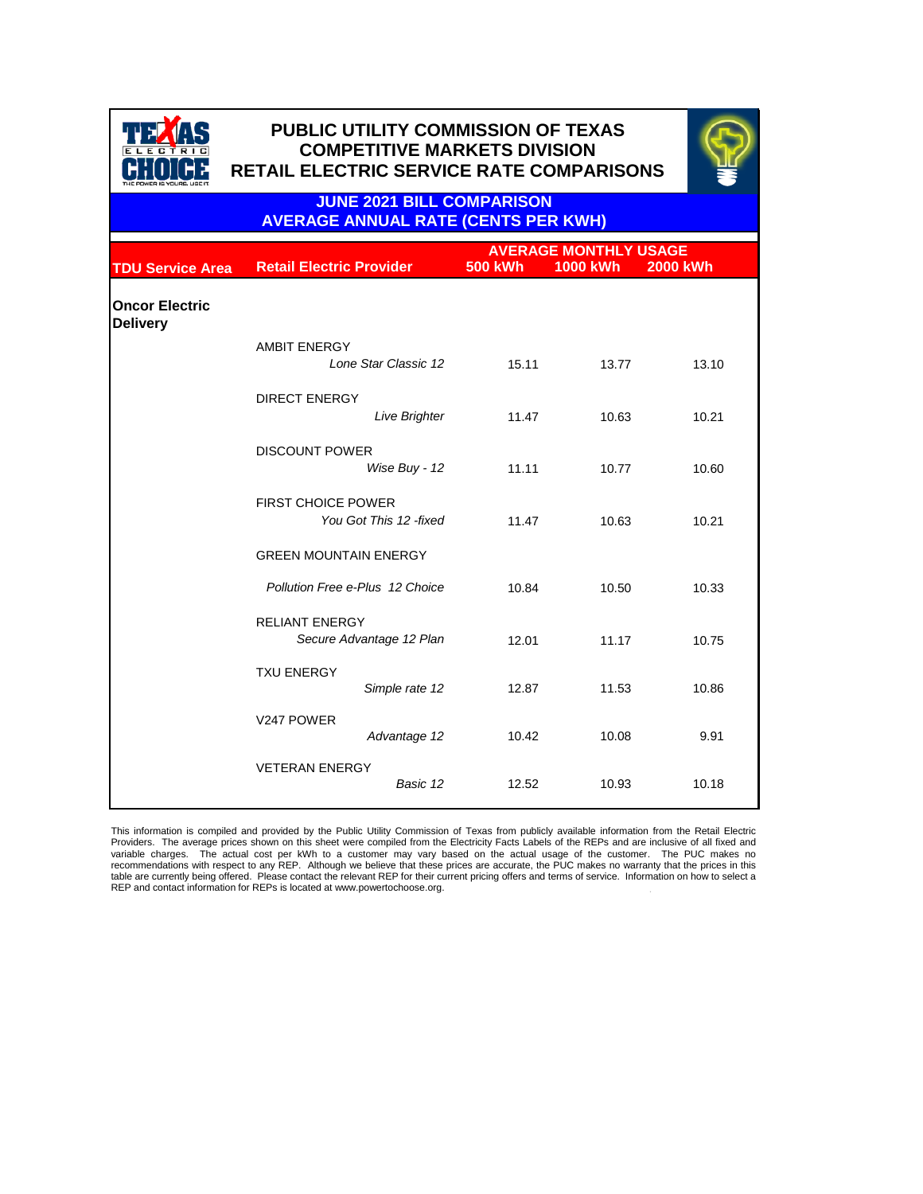# PUBLIC UTILITY COMMISSION OF TEXAS
## COMPETITIVE MARKETS DIVISION
## RETAIL ELECTRIC SERVICE RATE COMPARISONS

### JUNE 2021 BILL COMPARISON
### AVERAGE ANNUAL RATE (CENTS PER KWH)

| TDU Service Area | Retail Electric Provider | AVERAGE MONTHLY USAGE 500 kWh | 1000 kWh | 2000 kWh |
|---|---|---|---|---|
| **Oncor Electric Delivery** | | | | |
| | AMBIT ENERGY *Lone Star Classic 12* | 15.11 | 13.77 | 13.10 |
| | DIRECT ENERGY *Live Brighter* | 11.47 | 10.63 | 10.21 |
| | DISCOUNT POWER *Wise Buy - 12* | 11.11 | 10.77 | 10.60 |
| | FIRST CHOICE POWER *You Got This 12 -fixed* | 11.47 | 10.63 | 10.21 |
| | GREEN MOUNTAIN ENERGY *Pollution Free e-Plus 12 Choice* | 10.84 | 10.50 | 10.33 |
| | RELIANT ENERGY *Secure Advantage 12 Plan* | 12.01 | 11.17 | 10.75 |
| | TXU ENERGY *Simple rate 12* | 12.87 | 11.53 | 10.86 |
| | V247 POWER *Advantage 12* | 10.42 | 10.08 | 9.91 |
| | VETERAN ENERGY *Basic 12* | 12.52 | 10.93 | 10.18 |

This information is compiled and provided by the Public Utility Commission of Texas from publicly available information from the Retail Electric Providers. The average prices shown on this sheet were compiled from the Electricity Facts Labels of the REPs and are inclusive of all fixed and variable charges. The actual cost per kWh to a customer may vary based on the actual usage of the customer. The PUC makes no recommendations with respect to any REP. Although we believe that these prices are accurate, the PUC makes no warranty that the prices in this table are currently being offered. Please contact the relevant REP for their current pricing offers and terms of service. Information on how to select a REP and contact information for REPs is located at www.powertochoose.org.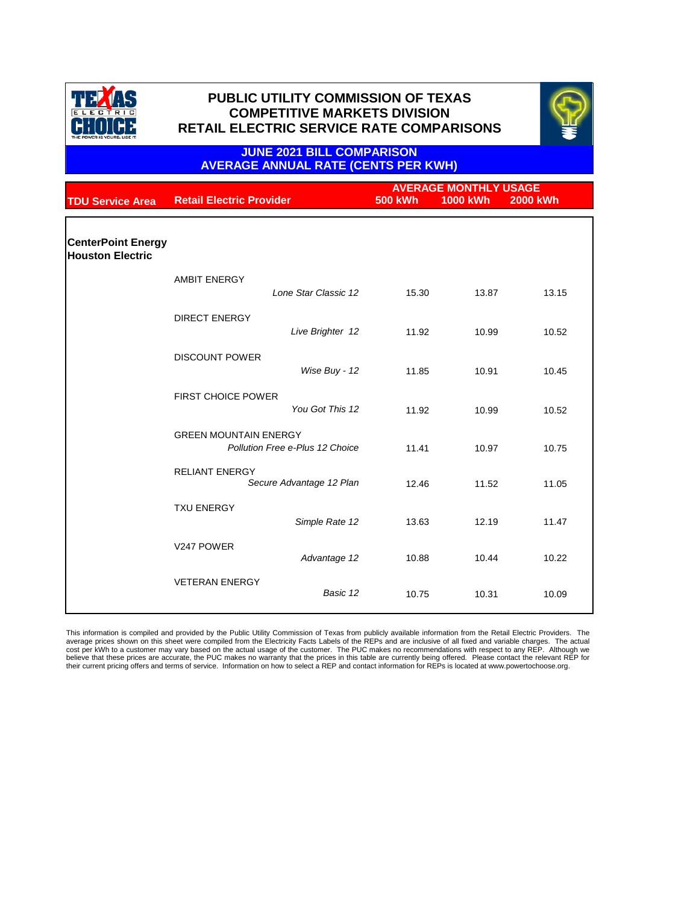# PUBLIC UTILITY COMMISSION OF TEXAS
## COMPETITIVE MARKETS DIVISION
## RETAIL ELECTRIC SERVICE RATE COMPARISONS

### JUNE 2021 BILL COMPARISON
### AVERAGE ANNUAL RATE (CENTS PER KWH)

| TDU Service Area | Retail Electric Provider | AVERAGE MONTHLY USAGE 500 kWh | 1000 kWh | 2000 kWh |
|---|---|---|---|---|
| **CenterPoint Energy Houston Electric** | | | | |
| | AMBIT ENERGY *Lone Star Classic 12* | 15.30 | 13.87 | 13.15 |
| | DIRECT ENERGY *Live Brighter 12* | 11.92 | 10.99 | 10.52 |
| | DISCOUNT POWER *Wise Buy - 12* | 11.85 | 10.91 | 10.45 |
| | FIRST CHOICE POWER *You Got This 12* | 11.92 | 10.99 | 10.52 |
| | GREEN MOUNTAIN ENERGY *Pollution Free e-Plus 12 Choice* | 11.41 | 10.97 | 10.75 |
| | RELIANT ENERGY *Secure Advantage 12 Plan* | 12.46 | 11.52 | 11.05 |
| | TXU ENERGY *Simple Rate 12* | 13.63 | 12.19 | 11.47 |
| | V247 POWER *Advantage 12* | 10.88 | 10.44 | 10.22 |
| | VETERAN ENERGY *Basic 12* | 10.75 | 10.31 | 10.09 |

This information is compiled and provided by the Public Utility Commission of Texas from publicly available information from the Retail Electric Providers. The average prices shown on this sheet were compiled from the Electricity Facts Labels of the REPs and are inclusive of all fixed and variable charges. The actual cost per kWh to a customer may vary based on the actual usage of the customer. The PUC makes no recommendations with respect to any REP. Although we believe that these prices are accurate, the PUC makes no warranty that the prices in this table are currently being offered. Please contact the relevant REP for their current pricing offers and terms of service. Information on how to select a REP and contact information for REPs is located at www.powertochoose.org.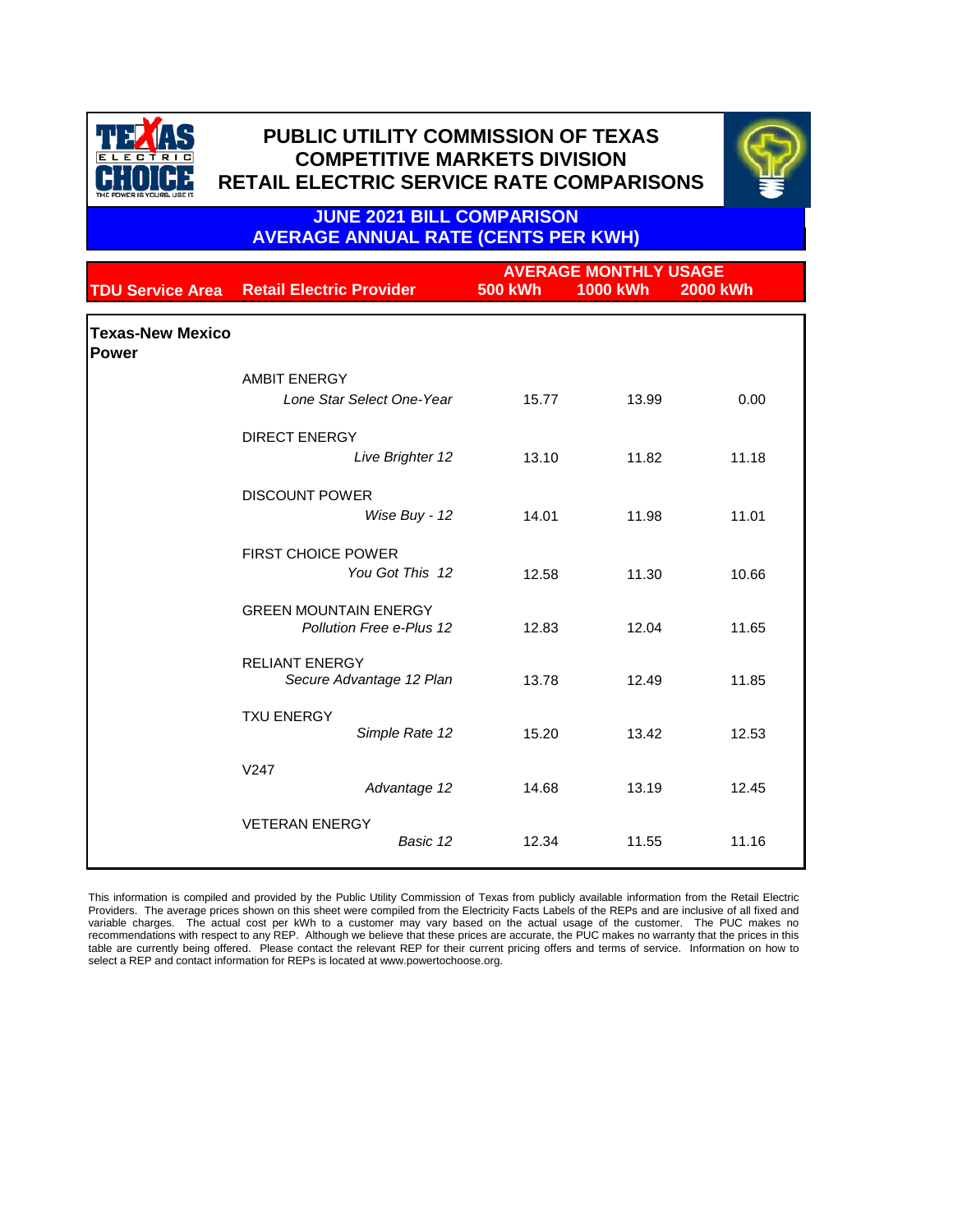# PUBLIC UTILITY COMMISSION OF TEXAS
## COMPETITIVE MARKETS DIVISION
## RETAIL ELECTRIC SERVICE RATE COMPARISONS

### JUNE 2021 BILL COMPARISON
### AVERAGE ANNUAL RATE (CENTS PER KWH)

| TDU Service Area | Retail Electric Provider | AVERAGE MONTHLY USAGE 500 kWh | 1000 kWh | 2000 kWh |
|---|---|---|---|---|
| **Texas-New Mexico Power** | | | | |
| | AMBIT ENERGY | | | |
| | *Lone Star Select One-Year* | 15.77 | 13.99 | 0.00 |
| | DIRECT ENERGY | | | |
| | *Live Brighter 12* | 13.10 | 11.82 | 11.18 |
| | DISCOUNT POWER | | | |
| | *Wise Buy - 12* | 14.01 | 11.98 | 11.01 |
| | FIRST CHOICE POWER | | | |
| | *You Got This 12* | 12.58 | 11.30 | 10.66 |
| | GREEN MOUNTAIN ENERGY | | | |
| | *Pollution Free e-Plus 12* | 12.83 | 12.04 | 11.65 |
| | RELIANT ENERGY | | | |
| | *Secure Advantage 12 Plan* | 13.78 | 12.49 | 11.85 |
| | TXU ENERGY | | | |
| | *Simple Rate 12* | 15.20 | 13.42 | 12.53 |
| | V247 | | | |
| | *Advantage 12* | 14.68 | 13.19 | 12.45 |
| | VETERAN ENERGY | | | |
| | *Basic 12* | 12.34 | 11.55 | 11.16 |

This information is compiled and provided by the Public Utility Commission of Texas from publicly available information from the Retail Electric Providers. The average prices shown on this sheet were compiled from the Electricity Facts Labels of the REPs and are inclusive of all fixed and variable charges. The actual cost per kWh to a customer may vary based on the actual usage of the customer. The PUC makes no recommendations with respect to any REP. Although we believe that these prices are accurate, the PUC makes no warranty that the prices in this table are currently being offered. Please contact the relevant REP for their current pricing offers and terms of service. Information on how to select a REP and contact information for REPs is located at www.powertochoose.org.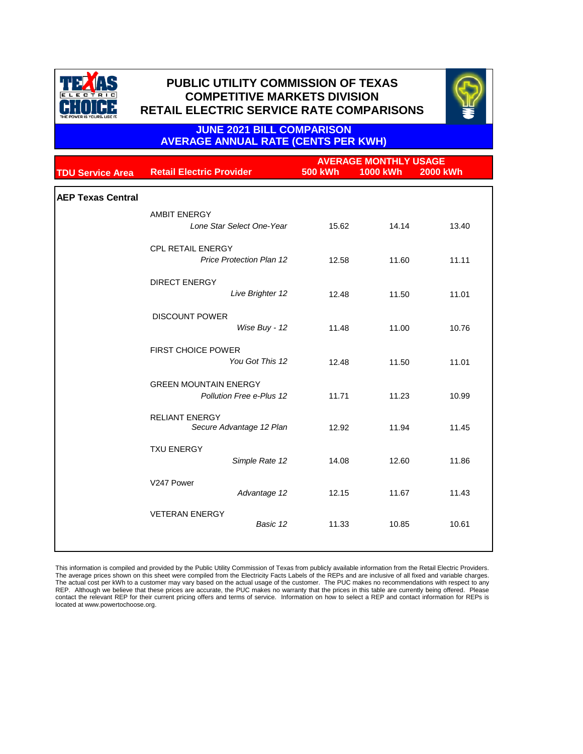# PUBLIC UTILITY COMMISSION OF TEXAS
## COMPETITIVE MARKETS DIVISION
## RETAIL ELECTRIC SERVICE RATE COMPARISONS

### JUNE 2021 BILL COMPARISON
### AVERAGE ANNUAL RATE (CENTS PER KWH)

| TDU Service Area | Retail Electric Provider | AVERAGE MONTHLY USAGE 500 kWh | 1000 kWh | 2000 kWh |
|---|---|---|---|---|
| **AEP Texas Central** | | | | |
| | AMBIT ENERGY | | | |
| | *Lone Star Select One-Year* | 15.62 | 14.14 | 13.40 |
| | CPL RETAIL ENERGY | | | |
| | *Price Protection Plan 12* | 12.58 | 11.60 | 11.11 |
| | DIRECT ENERGY | | | |
| | *Live Brighter 12* | 12.48 | 11.50 | 11.01 |
| | DISCOUNT POWER | | | |
| | *Wise Buy - 12* | 11.48 | 11.00 | 10.76 |
| | FIRST CHOICE POWER | | | |
| | *You Got This 12* | 12.48 | 11.50 | 11.01 |
| | GREEN MOUNTAIN ENERGY | | | |
| | *Pollution Free e-Plus 12* | 11.71 | 11.23 | 10.99 |
| | RELIANT ENERGY | | | |
| | *Secure Advantage 12 Plan* | 12.92 | 11.94 | 11.45 |
| | TXU ENERGY | | | |
| | *Simple Rate 12* | 14.08 | 12.60 | 11.86 |
| | V247 Power | | | |
| | *Advantage 12* | 12.15 | 11.67 | 11.43 |
| | VETERAN ENERGY | | | |
| | *Basic 12* | 11.33 | 10.85 | 10.61 |

This information is compiled and provided by the Public Utility Commission of Texas from publicly available information from the Retail Electric Providers. The average prices shown on this sheet were compiled from the Electricity Facts Labels of the REPs and are inclusive of all fixed and variable charges. The actual cost per kWh to a customer may vary based on the actual usage of the customer. The PUC makes no recommendations with respect to any REP. Although we believe that these prices are accurate, the PUC makes no warranty that the prices in this table are currently being offered. Please contact the relevant REP for their current pricing offers and terms of service. Information on how to select a REP and contact information for REPs is located at www.powertochoose.org.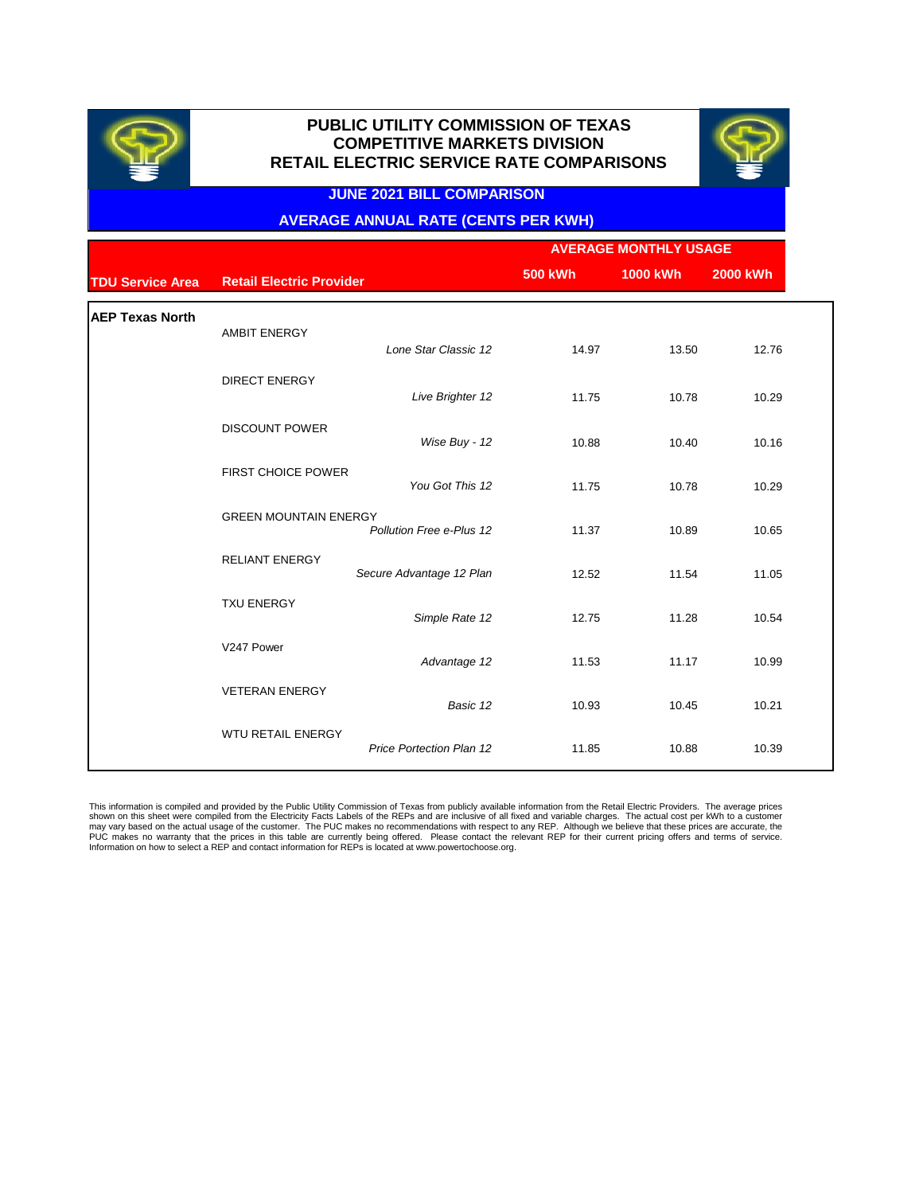# PUBLIC UTILITY COMMISSION OF TEXAS
## COMPETITIVE MARKETS DIVISION
## RETAIL ELECTRIC SERVICE RATE COMPARISONS

### JUNE 2021 BILL COMPARISON

### AVERAGE ANNUAL RATE (CENTS PER KWH)

| TDU Service Area | Retail Electric Provider | | AVERAGE MONTHLY USAGE | | |
|---|---|---|---|---|---|
| | | | 500 kWh | 1000 kWh | 2000 kWh |
| **AEP Texas North** | | | | | |
| | AMBIT ENERGY | *Lone Star Classic 12* | 14.97 | 13.50 | 12.76 |
| | DIRECT ENERGY | *Live Brighter 12* | 11.75 | 10.78 | 10.29 |
| | DISCOUNT POWER | *Wise Buy - 12* | 10.88 | 10.40 | 10.16 |
| | FIRST CHOICE POWER | *You Got This 12* | 11.75 | 10.78 | 10.29 |
| | GREEN MOUNTAIN ENERGY | *Pollution Free e-Plus 12* | 11.37 | 10.89 | 10.65 |
| | RELIANT ENERGY | *Secure Advantage 12 Plan* | 12.52 | 11.54 | 11.05 |
| | TXU ENERGY | *Simple Rate 12* | 12.75 | 11.28 | 10.54 |
| | V247 Power | *Advantage 12* | 11.53 | 11.17 | 10.99 |
| | VETERAN ENERGY | *Basic 12* | 10.93 | 10.45 | 10.21 |
| | WTU RETAIL ENERGY | *Price Portection Plan 12* | 11.85 | 10.88 | 10.39 |

This information is compiled and provided by the Public Utility Commission of Texas from publicly available information from the Retail Electric Providers. The average prices shown on this sheet were compiled from the Electricity Facts Labels of the REPs and are inclusive of all fixed and variable charges. The actual cost per kWh to a customer may vary based on the actual usage of the customer. The PUC makes no recommendations with respect to any REP. Although we believe that these prices are accurate, the PUC makes no warranty that the prices in this table are currently being offered. Please contact the relevant REP for their current pricing offers and terms of service. Information on how to select a REP and contact information for REPs is located at www.powertochoose.org.